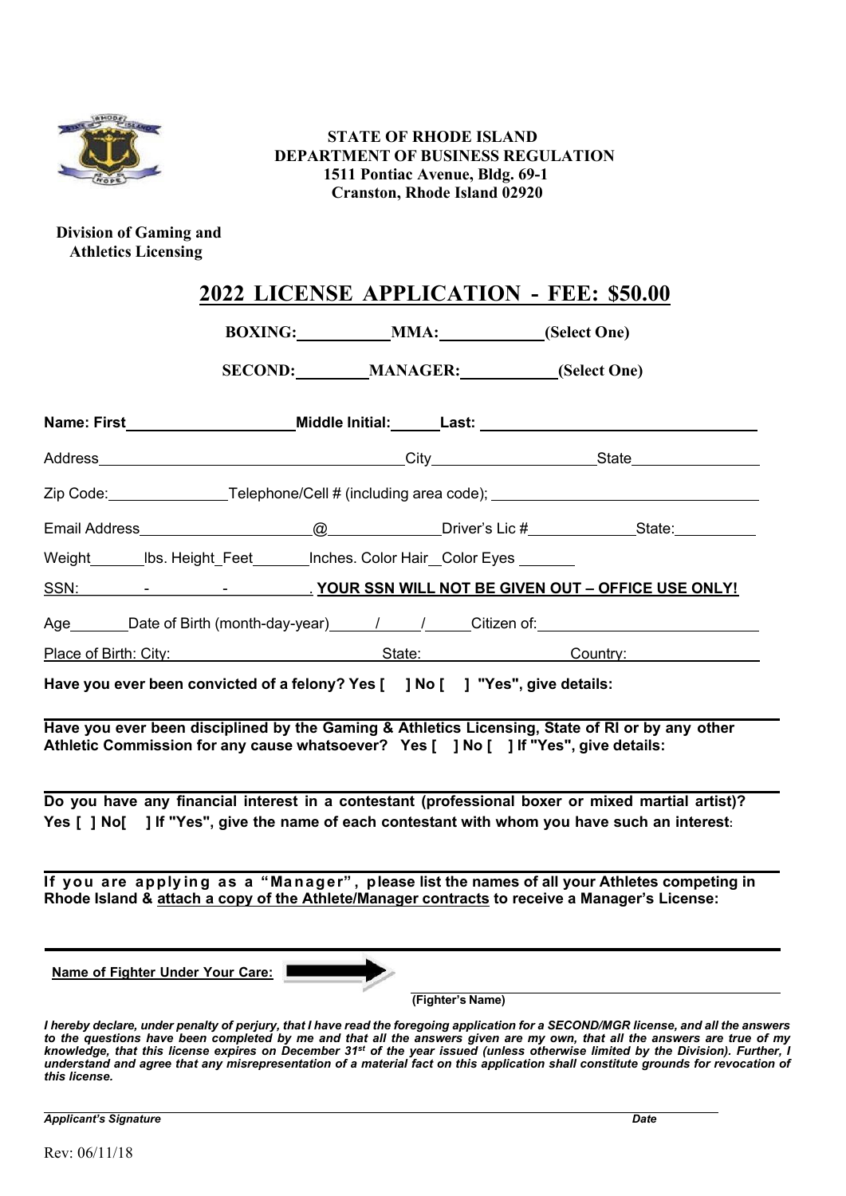**STATE OF RHODE ISLAND**
**DEPARTMENT OF BUSINESS REGULATION**
**1511 Pontiac Avenue, Bldg. 69-1**
**Cranston, Rhode Island 02920**

**Division of Gaming and Athletics Licensing**

# 2022 LICENSE APPLICATION - FEE: $50.00

**BOXING:__________ MMA:__________ (Select One)**

**SECOND:__________ MANAGER:__________ (Select One)**

**Name: First__________________ Middle Initial:______ Last:______________________________**

Address____________________________________City__________________State_______________

Zip Code:______________Telephone/Cell # (including area code); ______________________________

Email Address____________________@____________Driver's Lic #____________State:__________

Weight______lbs. Height_Feet_______Inches. Color Hair__Color Eyes _______

SSN:________-________-__________. **YOUR SSN WILL NOT BE GIVEN OUT – OFFICE USE ONLY!**

Age_______Date of Birth (month-day-year)_____/_____/_____Citizen of:________________________

Place of Birth: City:______________________State:________________Country:________________

**Have you ever been convicted of a felony? Yes [ ] No [ ] "Yes", give details:**

______________________________________________________________________________

**Have you ever been disciplined by the Gaming & Athletics Licensing, State of RI or by any other Athletic Commission for any cause whatsoever? Yes [ ] No [ ] If "Yes", give details:**

______________________________________________________________________________

**Do you have any financial interest in a contestant (professional boxer or mixed martial artist)? Yes [ ] No[ ] If "Yes", give the name of each contestant with whom you have such an interest:**

______________________________________________________________________________

**If you are applying as a "Manager", please list the names of all your Athletes competing in Rhode Island & attach a copy of the Athlete/Manager contracts to receive a Manager's License:**

______________________________________________________________________________

**Name of Fighter Under Your Care:** ➡ ______________________________
**(Fighter's Name)**

***I hereby declare, under penalty of perjury, that I have read the foregoing application for a SECOND/MGR license, and all the answers to the questions have been completed by me and that all the answers given are my own, that all the answers are true of my knowledge, that this license expires on December 31st of the year issued (unless otherwise limited by the Division). Further, I understand and agree that any misrepresentation of a material fact on this application shall constitute grounds for revocation of this license.***

______________________________________________________________________________
***Applicant's Signature*** ***Date***

Rev: 06/11/18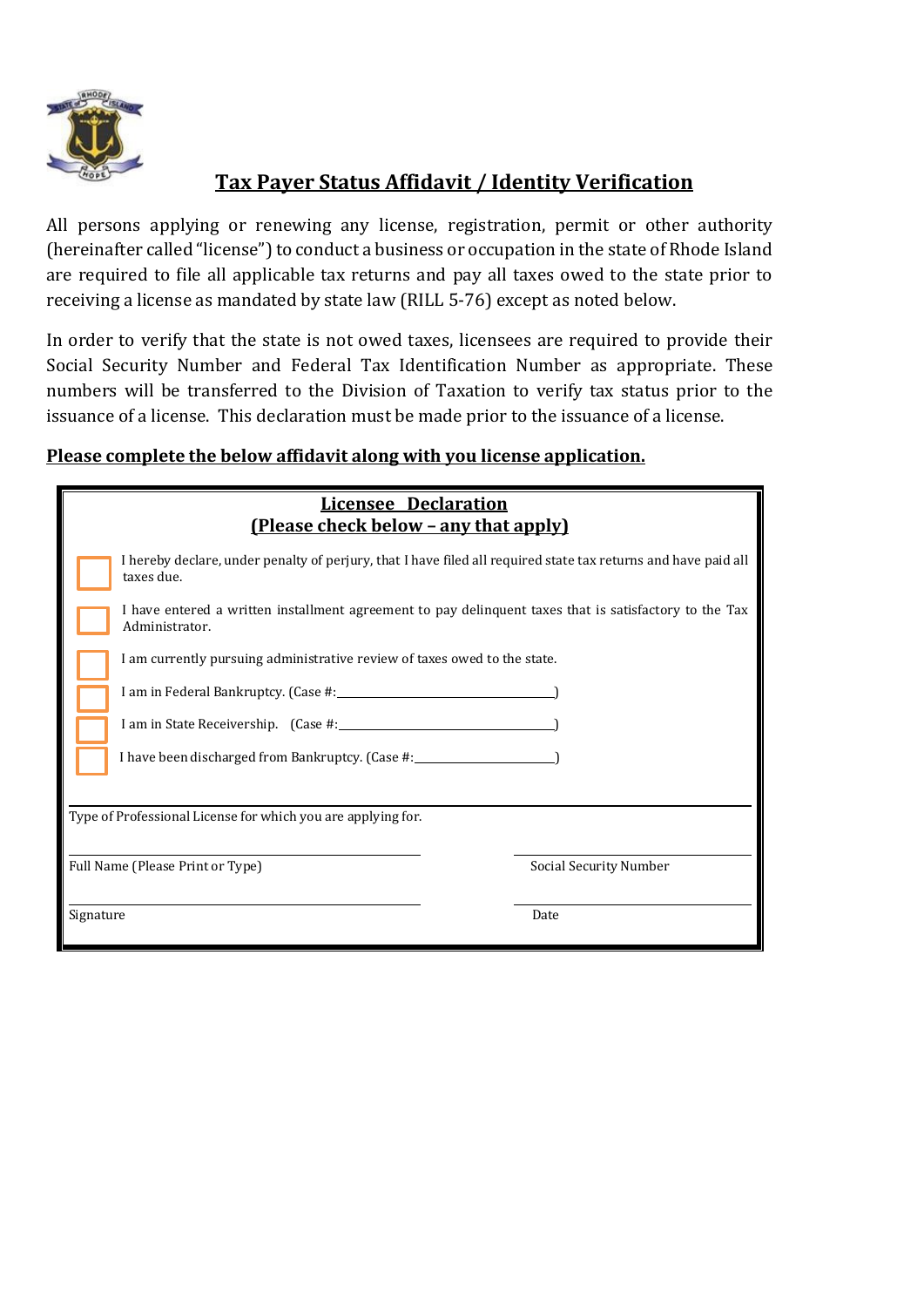## Tax Payer Status Affidavit / Identity Verification

All persons applying or renewing any license, registration, permit or other authority (hereinafter called "license") to conduct a business or occupation in the state of Rhode Island are required to file all applicable tax returns and pay all taxes owed to the state prior to receiving a license as mandated by state law (RILL 5-76) except as noted below.

In order to verify that the state is not owed taxes, licensees are required to provide their Social Security Number and Federal Tax Identification Number as appropriate. These numbers will be transferred to the Division of Taxation to verify tax status prior to the issuance of a license. This declaration must be made prior to the issuance of a license.

**Please complete the below affidavit along with you license application.**

**Licensee Declaration**
**(Please check below – any that apply)**

- ☐ I hereby declare, under penalty of perjury, that I have filed all required state tax returns and have paid all taxes due.
- ☐ I have entered a written installment agreement to pay delinquent taxes that is satisfactory to the Tax Administrator.
- ☐ I am currently pursuing administrative review of taxes owed to the state.
- ☐ I am in Federal Bankruptcy. (Case #:______________________________)
- ☐ I am in State Receivership. (Case #:______________________________)
- ☐ I have been discharged from Bankruptcy. (Case #:____________________)

Type of Professional License for which you are applying for.

______________________________ ______________________________
Full Name (Please Print or Type) Social Security Number

______________________________ ______________________________
Signature Date